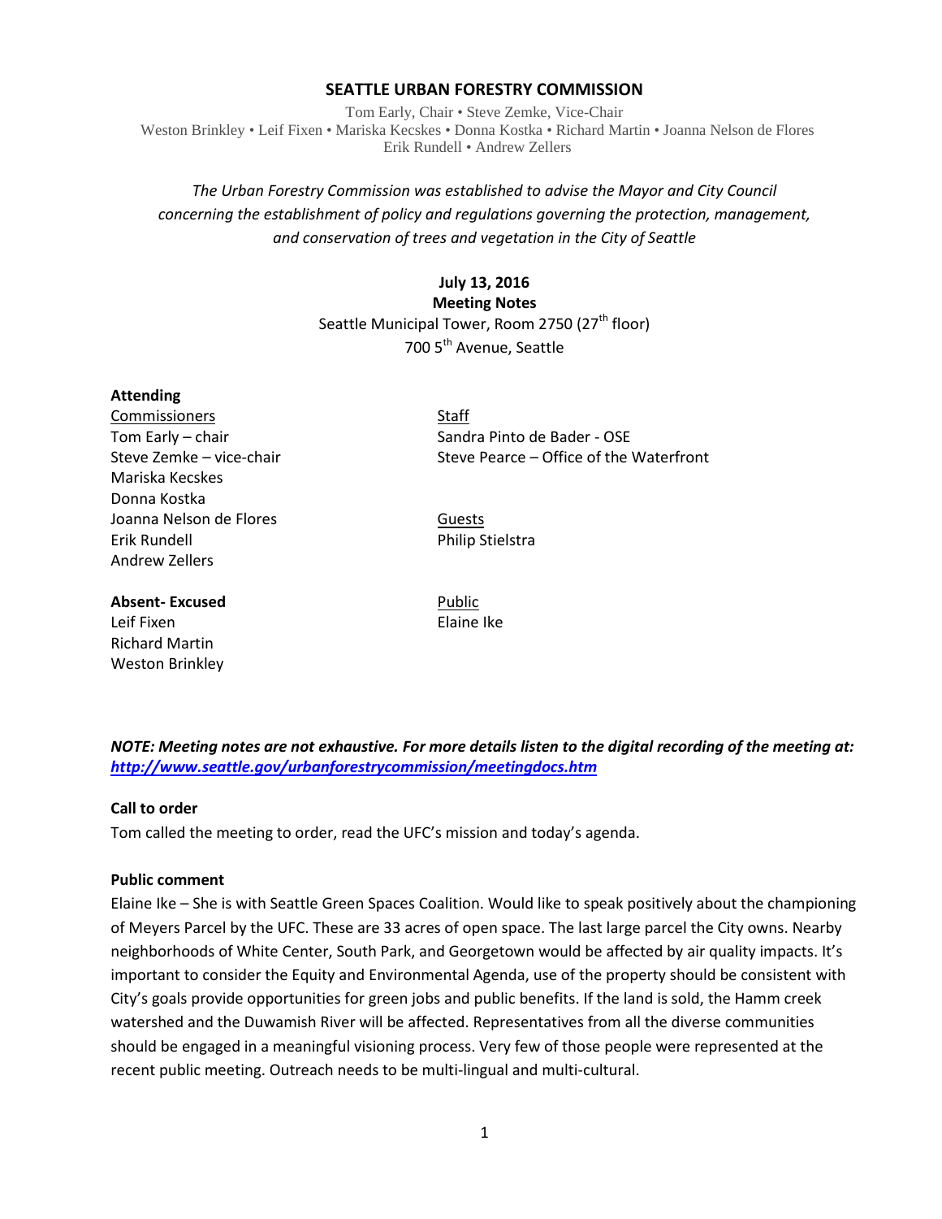# SEATTLE URBAN FORESTRY COMMISSION

Tom Early, Chair • Steve Zemke, Vice-Chair
Weston Brinkley • Leif Fixen • Mariska Kecskes • Donna Kostka • Richard Martin • Joanna Nelson de Flores
Erik Rundell • Andrew Zellers

*The Urban Forestry Commission was established to advise the Mayor and City Council concerning the establishment of policy and regulations governing the protection, management, and conservation of trees and vegetation in the City of Seattle*

**July 13, 2016**
**Meeting Notes**
Seattle Municipal Tower, Room 2750 (27th floor)
700 5th Avenue, Seattle

**Attending**

Commissioners
Tom Early – chair
Steve Zemke – vice-chair
Mariska Kecskes
Donna Kostka
Joanna Nelson de Flores
Erik Rundell
Andrew Zellers

Staff
Sandra Pinto de Bader - OSE
Steve Pearce – Office of the Waterfront

Guests
Philip Stielstra

**Absent- Excused**
Leif Fixen
Richard Martin
Weston Brinkley

Public
Elaine Ike

***NOTE: Meeting notes are not exhaustive. For more details listen to the digital recording of the meeting at: http://www.seattle.gov/urbanforestrycommission/meetingdocs.htm***

**Call to order**

Tom called the meeting to order, read the UFC's mission and today's agenda.

**Public comment**

Elaine Ike – She is with Seattle Green Spaces Coalition. Would like to speak positively about the championing of Meyers Parcel by the UFC. These are 33 acres of open space. The last large parcel the City owns. Nearby neighborhoods of White Center, South Park, and Georgetown would be affected by air quality impacts. It's important to consider the Equity and Environmental Agenda, use of the property should be consistent with City's goals provide opportunities for green jobs and public benefits. If the land is sold, the Hamm creek watershed and the Duwamish River will be affected. Representatives from all the diverse communities should be engaged in a meaningful visioning process. Very few of those people were represented at the recent public meeting. Outreach needs to be multi-lingual and multi-cultural.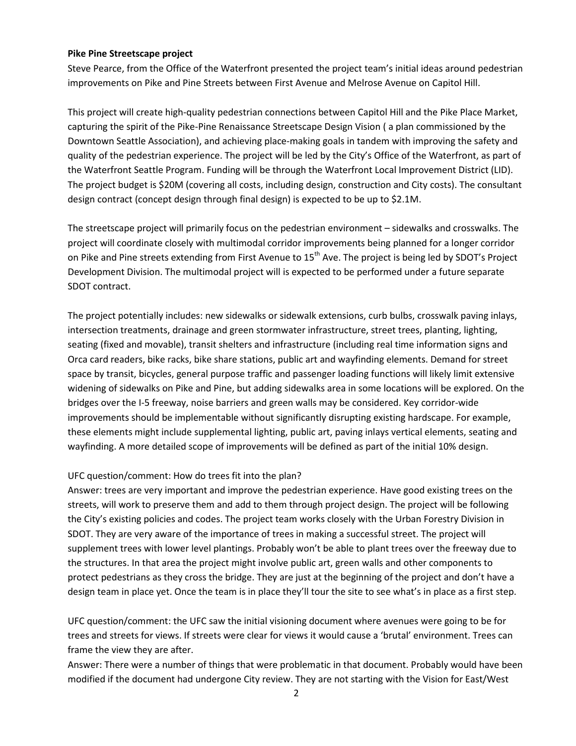**Pike Pine Streetscape project**

Steve Pearce, from the Office of the Waterfront presented the project team's initial ideas around pedestrian improvements on Pike and Pine Streets between First Avenue and Melrose Avenue on Capitol Hill.

This project will create high-quality pedestrian connections between Capitol Hill and the Pike Place Market, capturing the spirit of the Pike-Pine Renaissance Streetscape Design Vision ( a plan commissioned by the Downtown Seattle Association), and achieving place-making goals in tandem with improving the safety and quality of the pedestrian experience. The project will be led by the City's Office of the Waterfront, as part of the Waterfront Seattle Program. Funding will be through the Waterfront Local Improvement District (LID). The project budget is $20M (covering all costs, including design, construction and City costs). The consultant design contract (concept design through final design) is expected to be up to $2.1M.

The streetscape project will primarily focus on the pedestrian environment – sidewalks and crosswalks. The project will coordinate closely with multimodal corridor improvements being planned for a longer corridor on Pike and Pine streets extending from First Avenue to 15th Ave. The project is being led by SDOT's Project Development Division. The multimodal project will is expected to be performed under a future separate SDOT contract.

The project potentially includes: new sidewalks or sidewalk extensions, curb bulbs, crosswalk paving inlays, intersection treatments, drainage and green stormwater infrastructure, street trees, planting, lighting, seating (fixed and movable), transit shelters and infrastructure (including real time information signs and Orca card readers, bike racks, bike share stations, public art and wayfinding elements. Demand for street space by transit, bicycles, general purpose traffic and passenger loading functions will likely limit extensive widening of sidewalks on Pike and Pine, but adding sidewalks area in some locations will be explored. On the bridges over the I-5 freeway, noise barriers and green walls may be considered. Key corridor-wide improvements should be implementable without significantly disrupting existing hardscape. For example, these elements might include supplemental lighting, public art, paving inlays vertical elements, seating and wayfinding. A more detailed scope of improvements will be defined as part of the initial 10% design.

UFC question/comment: How do trees fit into the plan?
Answer: trees are very important and improve the pedestrian experience. Have good existing trees on the streets, will work to preserve them and add to them through project design. The project will be following the City's existing policies and codes. The project team works closely with the Urban Forestry Division in SDOT. They are very aware of the importance of trees in making a successful street. The project will supplement trees with lower level plantings. Probably won't be able to plant trees over the freeway due to the structures. In that area the project might involve public art, green walls and other components to protect pedestrians as they cross the bridge. They are just at the beginning of the project and don't have a design team in place yet. Once the team is in place they'll tour the site to see what's in place as a first step.

UFC question/comment: the UFC saw the initial visioning document where avenues were going to be for trees and streets for views. If streets were clear for views it would cause a 'brutal' environment. Trees can frame the view they are after.
Answer: There were a number of things that were problematic in that document. Probably would have been modified if the document had undergone City review. They are not starting with the Vision for East/West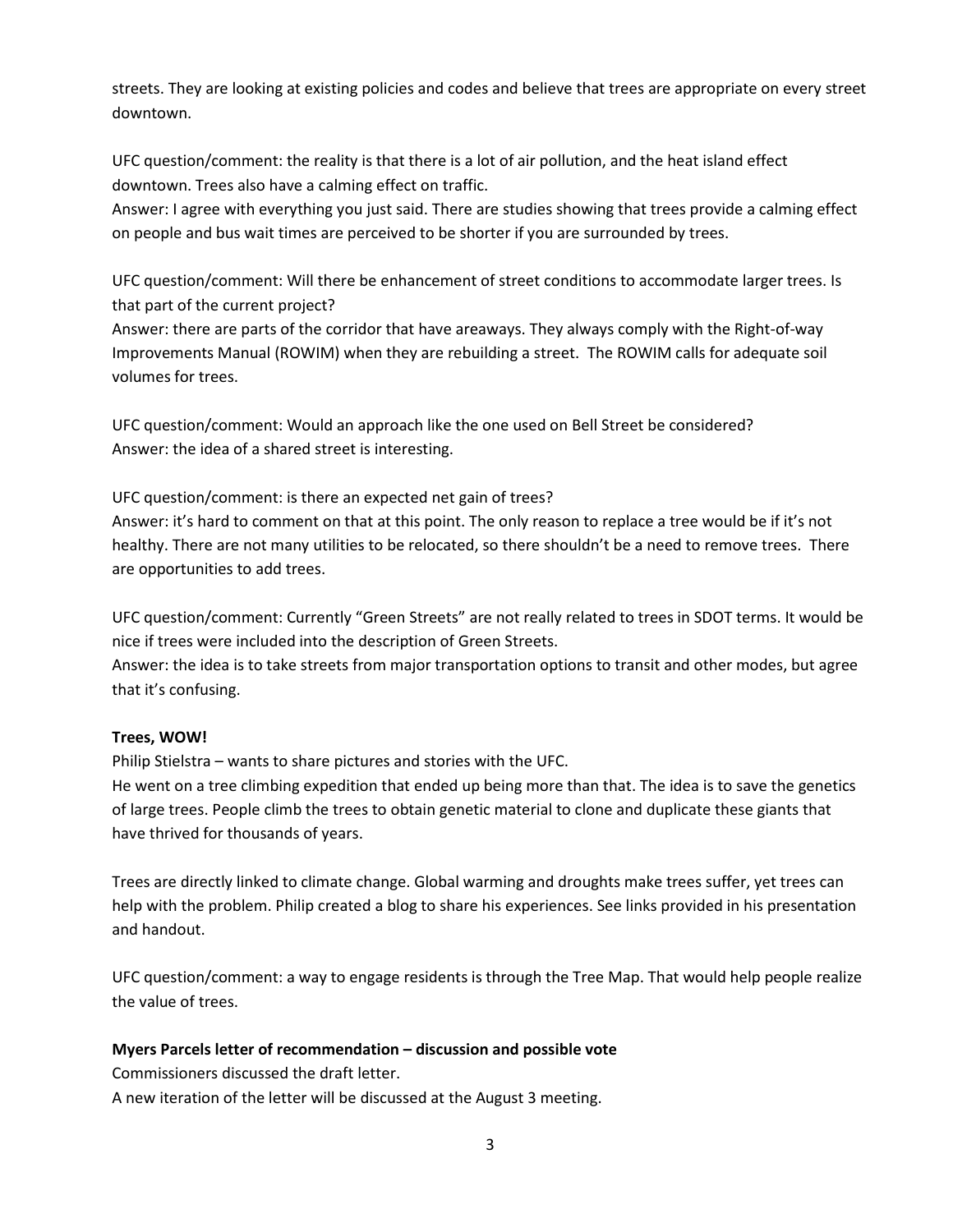streets. They are looking at existing policies and codes and believe that trees are appropriate on every street downtown.

UFC question/comment: the reality is that there is a lot of air pollution, and the heat island effect downtown. Trees also have a calming effect on traffic.
Answer: I agree with everything you just said. There are studies showing that trees provide a calming effect on people and bus wait times are perceived to be shorter if you are surrounded by trees.

UFC question/comment: Will there be enhancement of street conditions to accommodate larger trees. Is that part of the current project?
Answer: there are parts of the corridor that have areaways. They always comply with the Right-of-way Improvements Manual (ROWIM) when they are rebuilding a street. The ROWIM calls for adequate soil volumes for trees.

UFC question/comment: Would an approach like the one used on Bell Street be considered?
Answer: the idea of a shared street is interesting.

UFC question/comment: is there an expected net gain of trees?
Answer: it's hard to comment on that at this point. The only reason to replace a tree would be if it's not healthy. There are not many utilities to be relocated, so there shouldn't be a need to remove trees. There are opportunities to add trees.

UFC question/comment: Currently "Green Streets" are not really related to trees in SDOT terms. It would be nice if trees were included into the description of Green Streets.
Answer: the idea is to take streets from major transportation options to transit and other modes, but agree that it's confusing.

**Trees, WOW!**

Philip Stielstra – wants to share pictures and stories with the UFC.
He went on a tree climbing expedition that ended up being more than that. The idea is to save the genetics of large trees. People climb the trees to obtain genetic material to clone and duplicate these giants that have thrived for thousands of years.

Trees are directly linked to climate change. Global warming and droughts make trees suffer, yet trees can help with the problem. Philip created a blog to share his experiences. See links provided in his presentation and handout.

UFC question/comment: a way to engage residents is through the Tree Map. That would help people realize the value of trees.

**Myers Parcels letter of recommendation – discussion and possible vote**

Commissioners discussed the draft letter.
A new iteration of the letter will be discussed at the August 3 meeting.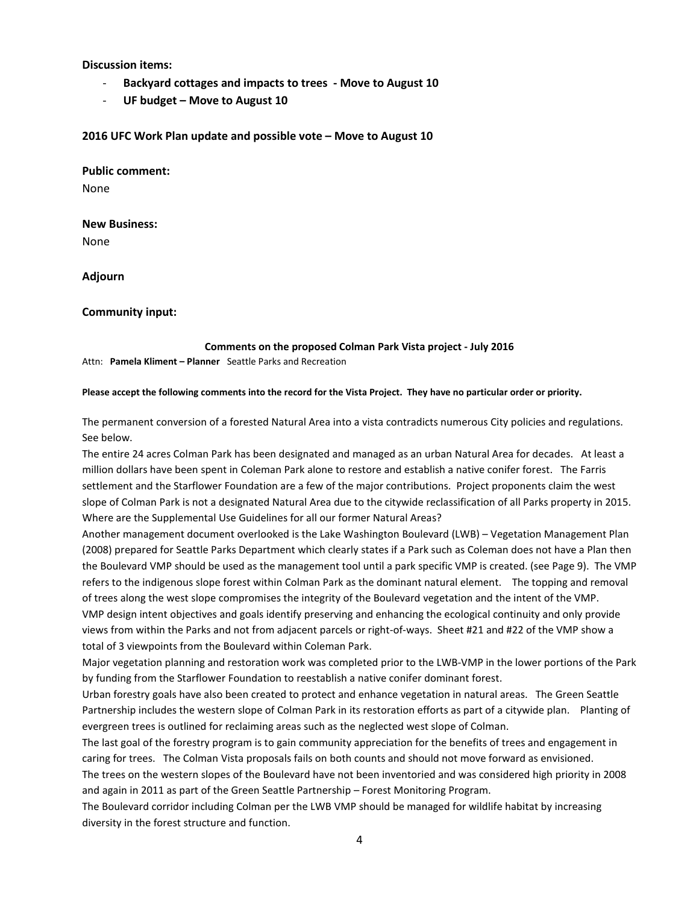**Discussion items:**

- **Backyard cottages and impacts to trees - Move to August 10**
- **UF budget – Move to August 10**

**2016 UFC Work Plan update and possible vote – Move to August 10**

**Public comment:**

None

**New Business:**

None

**Adjourn**

**Community input:**

**Comments on the proposed Colman Park Vista project - July 2016**

Attn: **Pamela Kliment – Planner** Seattle Parks and Recreation

**Please accept the following comments into the record for the Vista Project. They have no particular order or priority.**

The permanent conversion of a forested Natural Area into a vista contradicts numerous City policies and regulations. See below.

The entire 24 acres Colman Park has been designated and managed as an urban Natural Area for decades. At least a million dollars have been spent in Coleman Park alone to restore and establish a native conifer forest. The Farris settlement and the Starflower Foundation are a few of the major contributions. Project proponents claim the west slope of Colman Park is not a designated Natural Area due to the citywide reclassification of all Parks property in 2015. Where are the Supplemental Use Guidelines for all our former Natural Areas?

Another management document overlooked is the Lake Washington Boulevard (LWB) – Vegetation Management Plan (2008) prepared for Seattle Parks Department which clearly states if a Park such as Coleman does not have a Plan then the Boulevard VMP should be used as the management tool until a park specific VMP is created. (see Page 9). The VMP refers to the indigenous slope forest within Colman Park as the dominant natural element. The topping and removal of trees along the west slope compromises the integrity of the Boulevard vegetation and the intent of the VMP.

VMP design intent objectives and goals identify preserving and enhancing the ecological continuity and only provide views from within the Parks and not from adjacent parcels or right-of-ways. Sheet #21 and #22 of the VMP show a total of 3 viewpoints from the Boulevard within Coleman Park.

Major vegetation planning and restoration work was completed prior to the LWB-VMP in the lower portions of the Park by funding from the Starflower Foundation to reestablish a native conifer dominant forest.

Urban forestry goals have also been created to protect and enhance vegetation in natural areas. The Green Seattle Partnership includes the western slope of Colman Park in its restoration efforts as part of a citywide plan. Planting of evergreen trees is outlined for reclaiming areas such as the neglected west slope of Colman.

The last goal of the forestry program is to gain community appreciation for the benefits of trees and engagement in caring for trees. The Colman Vista proposals fails on both counts and should not move forward as envisioned.

The trees on the western slopes of the Boulevard have not been inventoried and was considered high priority in 2008 and again in 2011 as part of the Green Seattle Partnership – Forest Monitoring Program.

The Boulevard corridor including Colman per the LWB VMP should be managed for wildlife habitat by increasing diversity in the forest structure and function.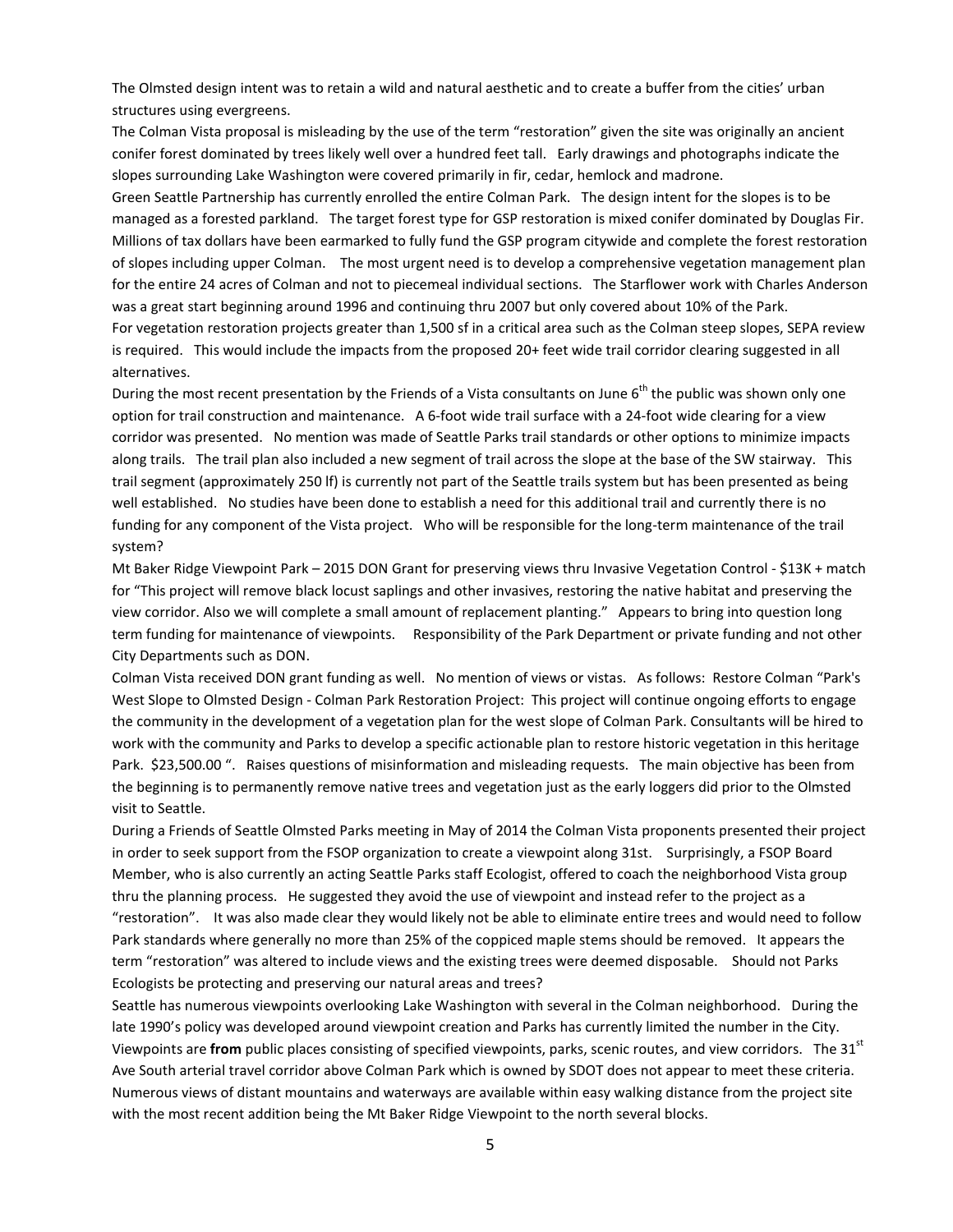The Olmsted design intent was to retain a wild and natural aesthetic and to create a buffer from the cities' urban structures using evergreens.

The Colman Vista proposal is misleading by the use of the term "restoration" given the site was originally an ancient conifer forest dominated by trees likely well over a hundred feet tall. Early drawings and photographs indicate the slopes surrounding Lake Washington were covered primarily in fir, cedar, hemlock and madrone.

Green Seattle Partnership has currently enrolled the entire Colman Park. The design intent for the slopes is to be managed as a forested parkland. The target forest type for GSP restoration is mixed conifer dominated by Douglas Fir. Millions of tax dollars have been earmarked to fully fund the GSP program citywide and complete the forest restoration of slopes including upper Colman. The most urgent need is to develop a comprehensive vegetation management plan for the entire 24 acres of Colman and not to piecemeal individual sections. The Starflower work with Charles Anderson was a great start beginning around 1996 and continuing thru 2007 but only covered about 10% of the Park.

For vegetation restoration projects greater than 1,500 sf in a critical area such as the Colman steep slopes, SEPA review is required. This would include the impacts from the proposed 20+ feet wide trail corridor clearing suggested in all alternatives.

During the most recent presentation by the Friends of a Vista consultants on June 6th the public was shown only one option for trail construction and maintenance. A 6-foot wide trail surface with a 24-foot wide clearing for a view corridor was presented. No mention was made of Seattle Parks trail standards or other options to minimize impacts along trails. The trail plan also included a new segment of trail across the slope at the base of the SW stairway. This trail segment (approximately 250 lf) is currently not part of the Seattle trails system but has been presented as being well established. No studies have been done to establish a need for this additional trail and currently there is no funding for any component of the Vista project. Who will be responsible for the long-term maintenance of the trail system?

Mt Baker Ridge Viewpoint Park – 2015 DON Grant for preserving views thru Invasive Vegetation Control - $13K + match for "This project will remove black locust saplings and other invasives, restoring the native habitat and preserving the view corridor. Also we will complete a small amount of replacement planting." Appears to bring into question long term funding for maintenance of viewpoints. Responsibility of the Park Department or private funding and not other City Departments such as DON.

Colman Vista received DON grant funding as well. No mention of views or vistas. As follows: Restore Colman "Park's West Slope to Olmsted Design - Colman Park Restoration Project: This project will continue ongoing efforts to engage the community in the development of a vegetation plan for the west slope of Colman Park. Consultants will be hired to work with the community and Parks to develop a specific actionable plan to restore historic vegetation in this heritage Park. $23,500.00 ". Raises questions of misinformation and misleading requests. The main objective has been from the beginning is to permanently remove native trees and vegetation just as the early loggers did prior to the Olmsted visit to Seattle.

During a Friends of Seattle Olmsted Parks meeting in May of 2014 the Colman Vista proponents presented their project in order to seek support from the FSOP organization to create a viewpoint along 31st. Surprisingly, a FSOP Board Member, who is also currently an acting Seattle Parks staff Ecologist, offered to coach the neighborhood Vista group thru the planning process. He suggested they avoid the use of viewpoint and instead refer to the project as a "restoration". It was also made clear they would likely not be able to eliminate entire trees and would need to follow Park standards where generally no more than 25% of the coppiced maple stems should be removed. It appears the term "restoration" was altered to include views and the existing trees were deemed disposable. Should not Parks Ecologists be protecting and preserving our natural areas and trees?

Seattle has numerous viewpoints overlooking Lake Washington with several in the Colman neighborhood. During the late 1990's policy was developed around viewpoint creation and Parks has currently limited the number in the City. Viewpoints are **from** public places consisting of specified viewpoints, parks, scenic routes, and view corridors. The 31st Ave South arterial travel corridor above Colman Park which is owned by SDOT does not appear to meet these criteria. Numerous views of distant mountains and waterways are available within easy walking distance from the project site with the most recent addition being the Mt Baker Ridge Viewpoint to the north several blocks.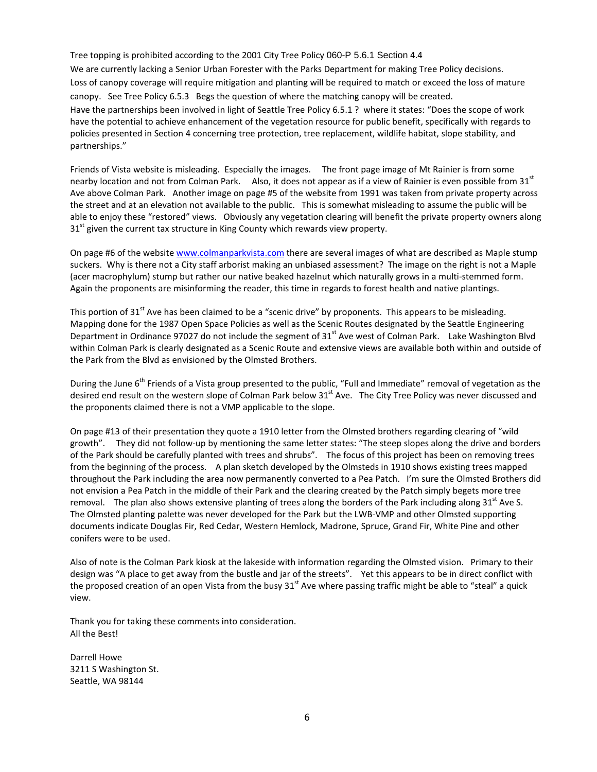Tree topping is prohibited according to the 2001 City Tree Policy 060-P 5.6.1 Section 4.4
We are currently lacking a Senior Urban Forester with the Parks Department for making Tree Policy decisions.
Loss of canopy coverage will require mitigation and planting will be required to match or exceed the loss of mature canopy. See Tree Policy 6.5.3 Begs the question of where the matching canopy will be created.
Have the partnerships been involved in light of Seattle Tree Policy 6.5.1 ? where it states: "Does the scope of work have the potential to achieve enhancement of the vegetation resource for public benefit, specifically with regards to policies presented in Section 4 concerning tree protection, tree replacement, wildlife habitat, slope stability, and partnerships."

Friends of Vista website is misleading. Especially the images. The front page image of Mt Rainier is from some nearby location and not from Colman Park. Also, it does not appear as if a view of Rainier is even possible from 31st Ave above Colman Park. Another image on page #5 of the website from 1991 was taken from private property across the street and at an elevation not available to the public. This is somewhat misleading to assume the public will be able to enjoy these "restored" views. Obviously any vegetation clearing will benefit the private property owners along 31st given the current tax structure in King County which rewards view property.

On page #6 of the website www.colmanparkvista.com there are several images of what are described as Maple stump suckers. Why is there not a City staff arborist making an unbiased assessment? The image on the right is not a Maple (acer macrophylum) stump but rather our native beaked hazelnut which naturally grows in a multi-stemmed form. Again the proponents are misinforming the reader, this time in regards to forest health and native plantings.

This portion of 31st Ave has been claimed to be a "scenic drive" by proponents. This appears to be misleading. Mapping done for the 1987 Open Space Policies as well as the Scenic Routes designated by the Seattle Engineering Department in Ordinance 97027 do not include the segment of 31st Ave west of Colman Park. Lake Washington Blvd within Colman Park is clearly designated as a Scenic Route and extensive views are available both within and outside of the Park from the Blvd as envisioned by the Olmsted Brothers.

During the June 6th Friends of a Vista group presented to the public, "Full and Immediate" removal of vegetation as the desired end result on the western slope of Colman Park below 31st Ave. The City Tree Policy was never discussed and the proponents claimed there is not a VMP applicable to the slope.

On page #13 of their presentation they quote a 1910 letter from the Olmsted brothers regarding clearing of "wild growth". They did not follow-up by mentioning the same letter states: "The steep slopes along the drive and borders of the Park should be carefully planted with trees and shrubs". The focus of this project has been on removing trees from the beginning of the process. A plan sketch developed by the Olmsteds in 1910 shows existing trees mapped throughout the Park including the area now permanently converted to a Pea Patch. I'm sure the Olmsted Brothers did not envision a Pea Patch in the middle of their Park and the clearing created by the Patch simply begets more tree removal. The plan also shows extensive planting of trees along the borders of the Park including along 31st Ave S. The Olmsted planting palette was never developed for the Park but the LWB-VMP and other Olmsted supporting documents indicate Douglas Fir, Red Cedar, Western Hemlock, Madrone, Spruce, Grand Fir, White Pine and other conifers were to be used.

Also of note is the Colman Park kiosk at the lakeside with information regarding the Olmsted vision. Primary to their design was "A place to get away from the bustle and jar of the streets". Yet this appears to be in direct conflict with the proposed creation of an open Vista from the busy 31st Ave where passing traffic might be able to "steal" a quick view.

Thank you for taking these comments into consideration.
All the Best!

Darrell Howe
3211 S Washington St.
Seattle, WA 98144